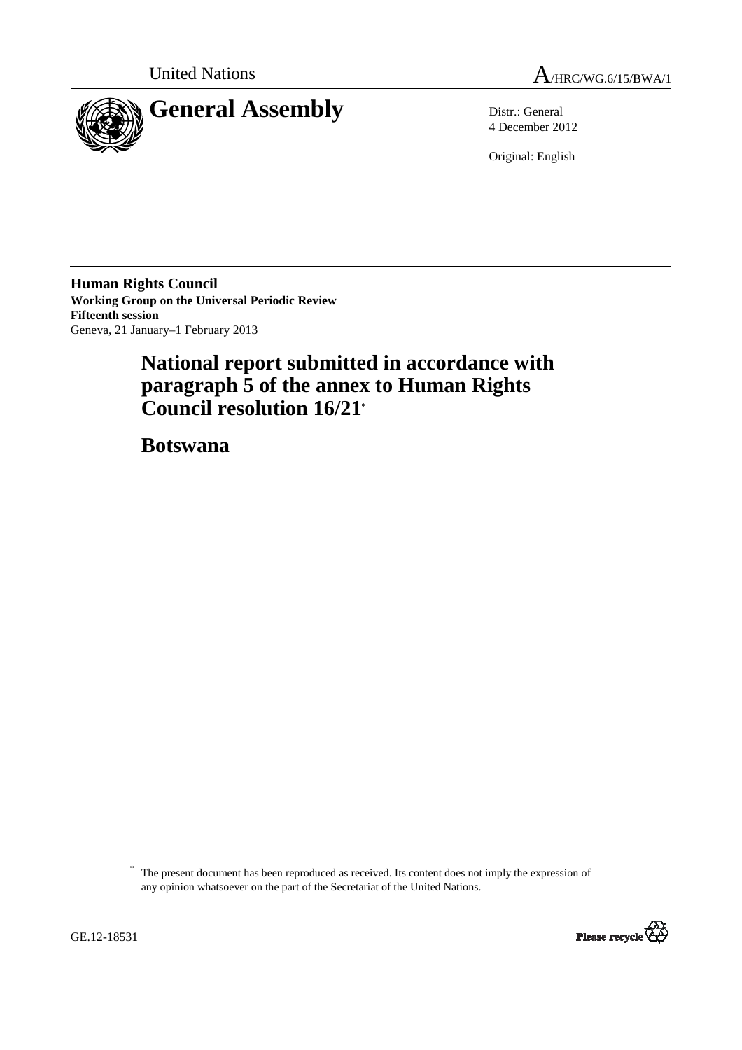United Nations A/HRC/WG.6/15/BWA/1

# General Assembly

Distr.: General
4 December 2012

Original: English

**Human Rights Council**
**Working Group on the Universal Periodic Review**
**Fifteenth session**
Geneva, 21 January–1 February 2013

# National report submitted in accordance with paragraph 5 of the annex to Human Rights Council resolution 16/21*

# Botswana

* The present document has been reproduced as received. Its content does not imply the expression of any opinion whatsoever on the part of the Secretariat of the United Nations.

GE.12-18531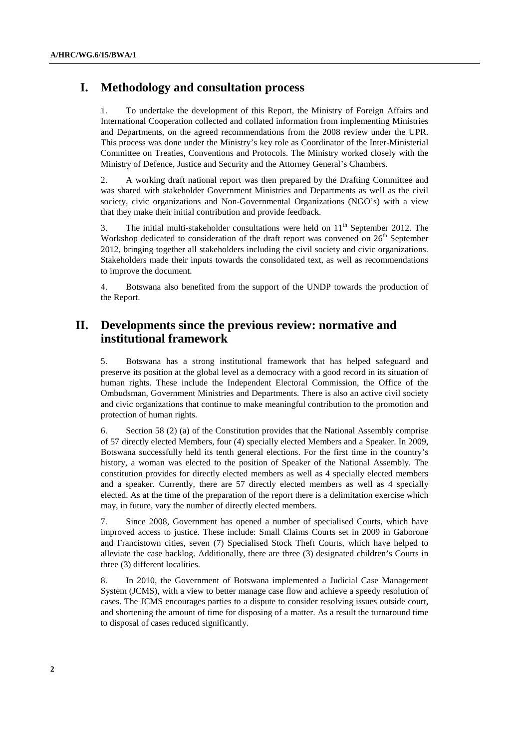## I. Methodology and consultation process

1. To undertake the development of this Report, the Ministry of Foreign Affairs and International Cooperation collected and collated information from implementing Ministries and Departments, on the agreed recommendations from the 2008 review under the UPR. This process was done under the Ministry's key role as Coordinator of the Inter-Ministerial Committee on Treaties, Conventions and Protocols. The Ministry worked closely with the Ministry of Defence, Justice and Security and the Attorney General's Chambers.

2. A working draft national report was then prepared by the Drafting Committee and was shared with stakeholder Government Ministries and Departments as well as the civil society, civic organizations and Non-Governmental Organizations (NGO's) with a view that they make their initial contribution and provide feedback.

3. The initial multi-stakeholder consultations were held on 11th September 2012. The Workshop dedicated to consideration of the draft report was convened on 26th September 2012, bringing together all stakeholders including the civil society and civic organizations. Stakeholders made their inputs towards the consolidated text, as well as recommendations to improve the document.

4. Botswana also benefited from the support of the UNDP towards the production of the Report.

## II. Developments since the previous review: normative and institutional framework

5. Botswana has a strong institutional framework that has helped safeguard and preserve its position at the global level as a democracy with a good record in its situation of human rights. These include the Independent Electoral Commission, the Office of the Ombudsman, Government Ministries and Departments. There is also an active civil society and civic organizations that continue to make meaningful contribution to the promotion and protection of human rights.

6. Section 58 (2) (a) of the Constitution provides that the National Assembly comprise of 57 directly elected Members, four (4) specially elected Members and a Speaker. In 2009, Botswana successfully held its tenth general elections. For the first time in the country's history, a woman was elected to the position of Speaker of the National Assembly. The constitution provides for directly elected members as well as 4 specially elected members and a speaker. Currently, there are 57 directly elected members as well as 4 specially elected. As at the time of the preparation of the report there is a delimitation exercise which may, in future, vary the number of directly elected members.

7. Since 2008, Government has opened a number of specialised Courts, which have improved access to justice. These include: Small Claims Courts set in 2009 in Gaborone and Francistown cities, seven (7) Specialised Stock Theft Courts, which have helped to alleviate the case backlog. Additionally, there are three (3) designated children's Courts in three (3) different localities.

8. In 2010, the Government of Botswana implemented a Judicial Case Management System (JCMS), with a view to better manage case flow and achieve a speedy resolution of cases. The JCMS encourages parties to a dispute to consider resolving issues outside court, and shortening the amount of time for disposing of a matter. As a result the turnaround time to disposal of cases reduced significantly.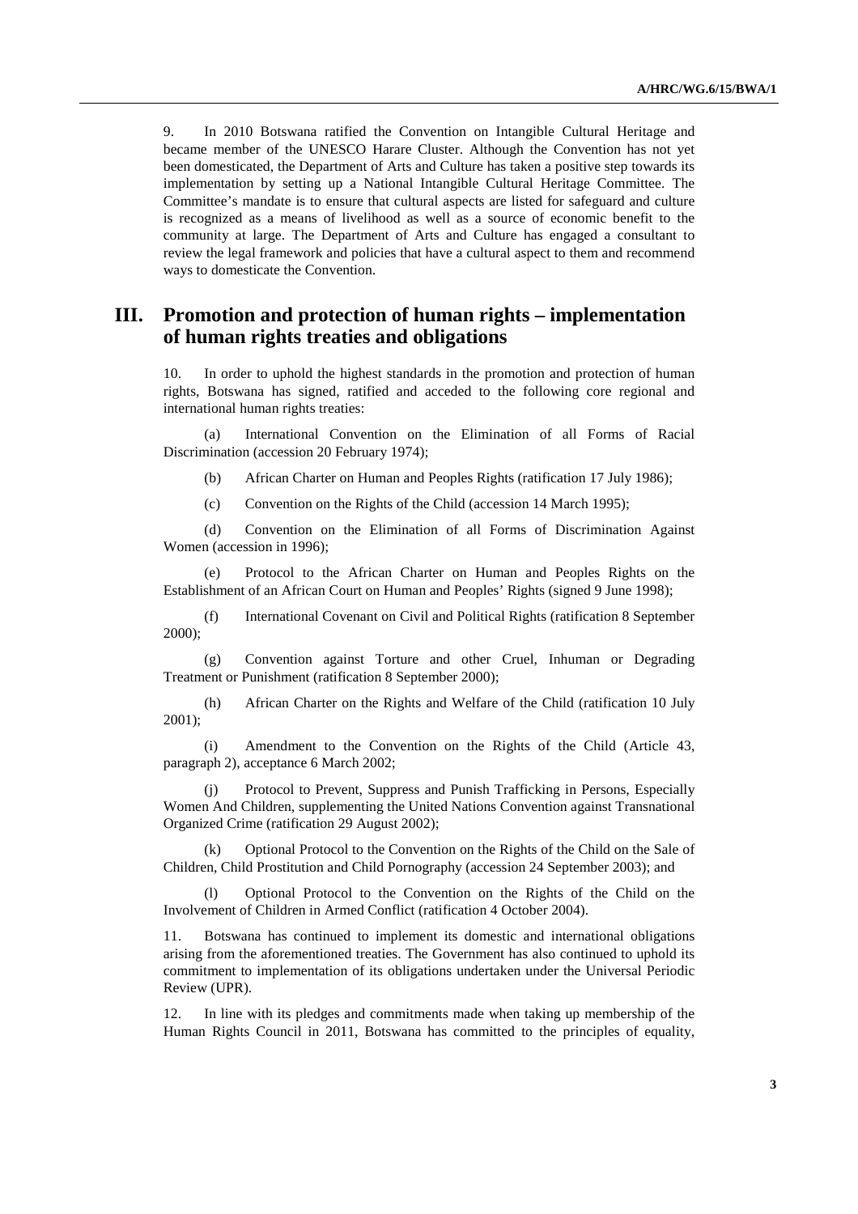9. In 2010 Botswana ratified the Convention on Intangible Cultural Heritage and became member of the UNESCO Harare Cluster. Although the Convention has not yet been domesticated, the Department of Arts and Culture has taken a positive step towards its implementation by setting up a National Intangible Cultural Heritage Committee. The Committee's mandate is to ensure that cultural aspects are listed for safeguard and culture is recognized as a means of livelihood as well as a source of economic benefit to the community at large. The Department of Arts and Culture has engaged a consultant to review the legal framework and policies that have a cultural aspect to them and recommend ways to domesticate the Convention.

## III. Promotion and protection of human rights – implementation of human rights treaties and obligations

10. In order to uphold the highest standards in the promotion and protection of human rights, Botswana has signed, ratified and acceded to the following core regional and international human rights treaties:

(a) International Convention on the Elimination of all Forms of Racial Discrimination (accession 20 February 1974);

(b) African Charter on Human and Peoples Rights (ratification 17 July 1986);

(c) Convention on the Rights of the Child (accession 14 March 1995);

(d) Convention on the Elimination of all Forms of Discrimination Against Women (accession in 1996);

(e) Protocol to the African Charter on Human and Peoples Rights on the Establishment of an African Court on Human and Peoples' Rights (signed 9 June 1998);

(f) International Covenant on Civil and Political Rights (ratification 8 September 2000);

(g) Convention against Torture and other Cruel, Inhuman or Degrading Treatment or Punishment (ratification 8 September 2000);

(h) African Charter on the Rights and Welfare of the Child (ratification 10 July 2001);

(i) Amendment to the Convention on the Rights of the Child (Article 43, paragraph 2), acceptance 6 March 2002;

(j) Protocol to Prevent, Suppress and Punish Trafficking in Persons, Especially Women And Children, supplementing the United Nations Convention against Transnational Organized Crime (ratification 29 August 2002);

(k) Optional Protocol to the Convention on the Rights of the Child on the Sale of Children, Child Prostitution and Child Pornography (accession 24 September 2003); and

(l) Optional Protocol to the Convention on the Rights of the Child on the Involvement of Children in Armed Conflict (ratification 4 October 2004).

11. Botswana has continued to implement its domestic and international obligations arising from the aforementioned treaties. The Government has also continued to uphold its commitment to implementation of its obligations undertaken under the Universal Periodic Review (UPR).

12. In line with its pledges and commitments made when taking up membership of the Human Rights Council in 2011, Botswana has committed to the principles of equality,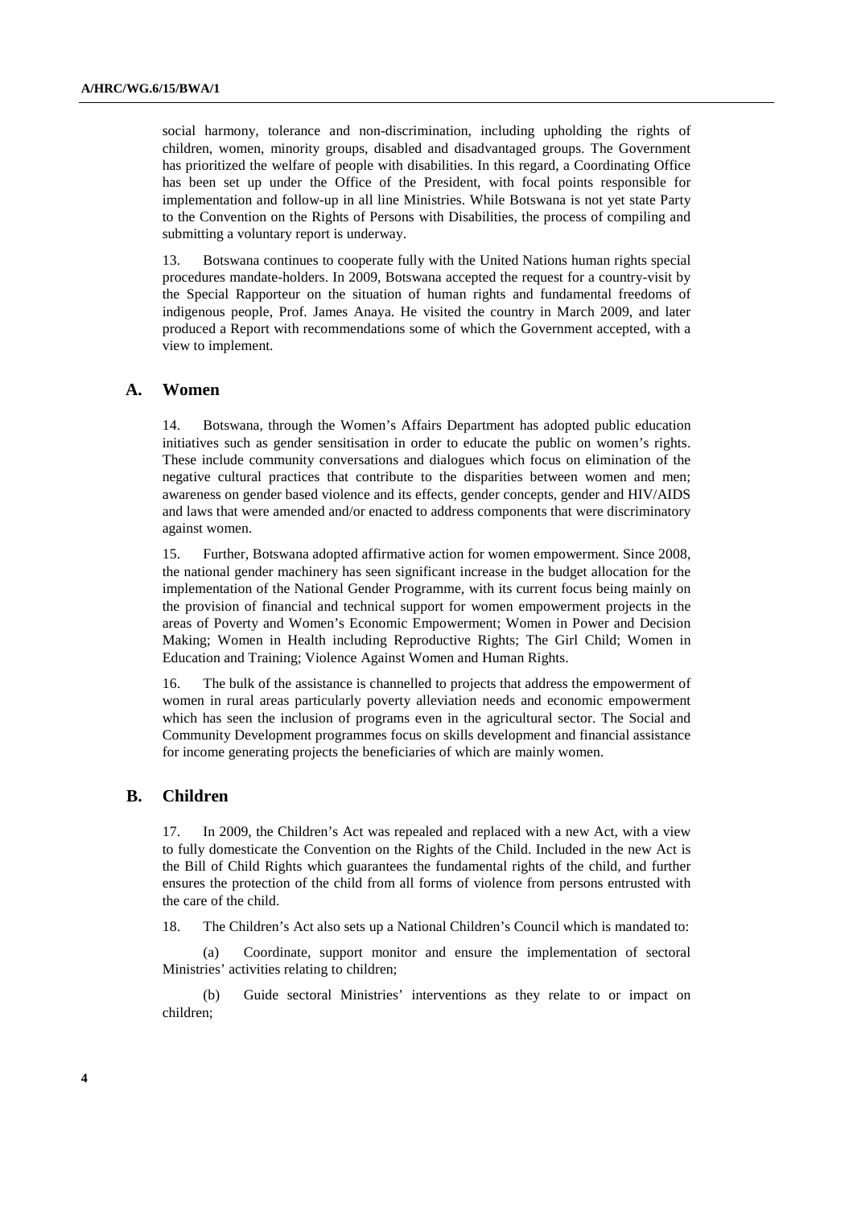social harmony, tolerance and non-discrimination, including upholding the rights of children, women, minority groups, disabled and disadvantaged groups. The Government has prioritized the welfare of people with disabilities. In this regard, a Coordinating Office has been set up under the Office of the President, with focal points responsible for implementation and follow-up in all line Ministries. While Botswana is not yet state Party to the Convention on the Rights of Persons with Disabilities, the process of compiling and submitting a voluntary report is underway.

13. Botswana continues to cooperate fully with the United Nations human rights special procedures mandate-holders. In 2009, Botswana accepted the request for a country-visit by the Special Rapporteur on the situation of human rights and fundamental freedoms of indigenous people, Prof. James Anaya. He visited the country in March 2009, and later produced a Report with recommendations some of which the Government accepted, with a view to implement.

## A. Women

14. Botswana, through the Women's Affairs Department has adopted public education initiatives such as gender sensitisation in order to educate the public on women's rights. These include community conversations and dialogues which focus on elimination of the negative cultural practices that contribute to the disparities between women and men; awareness on gender based violence and its effects, gender concepts, gender and HIV/AIDS and laws that were amended and/or enacted to address components that were discriminatory against women.

15. Further, Botswana adopted affirmative action for women empowerment. Since 2008, the national gender machinery has seen significant increase in the budget allocation for the implementation of the National Gender Programme, with its current focus being mainly on the provision of financial and technical support for women empowerment projects in the areas of Poverty and Women's Economic Empowerment; Women in Power and Decision Making; Women in Health including Reproductive Rights; The Girl Child; Women in Education and Training; Violence Against Women and Human Rights.

16. The bulk of the assistance is channelled to projects that address the empowerment of women in rural areas particularly poverty alleviation needs and economic empowerment which has seen the inclusion of programs even in the agricultural sector. The Social and Community Development programmes focus on skills development and financial assistance for income generating projects the beneficiaries of which are mainly women.

## B. Children

17. In 2009, the Children's Act was repealed and replaced with a new Act, with a view to fully domesticate the Convention on the Rights of the Child. Included in the new Act is the Bill of Child Rights which guarantees the fundamental rights of the child, and further ensures the protection of the child from all forms of violence from persons entrusted with the care of the child.

18. The Children's Act also sets up a National Children's Council which is mandated to:

(a) Coordinate, support monitor and ensure the implementation of sectoral Ministries' activities relating to children;

(b) Guide sectoral Ministries' interventions as they relate to or impact on children;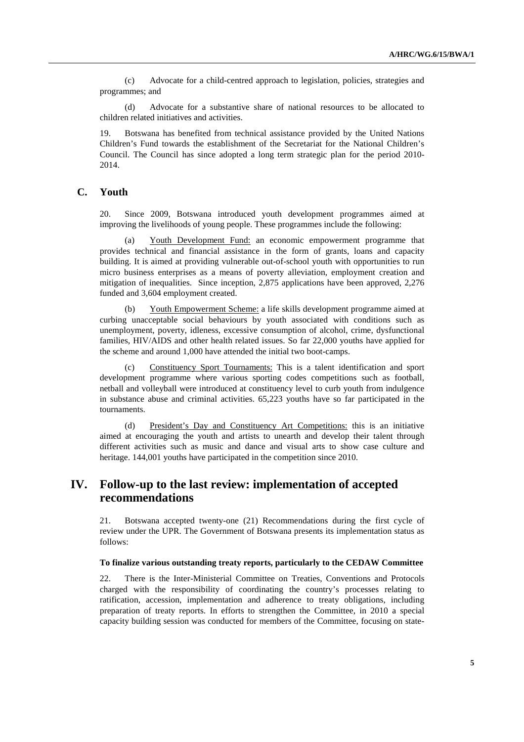(c) Advocate for a child-centred approach to legislation, policies, strategies and programmes; and

(d) Advocate for a substantive share of national resources to be allocated to children related initiatives and activities.

19. Botswana has benefited from technical assistance provided by the United Nations Children's Fund towards the establishment of the Secretariat for the National Children's Council. The Council has since adopted a long term strategic plan for the period 2010-2014.

## C. Youth

20. Since 2009, Botswana introduced youth development programmes aimed at improving the livelihoods of young people. These programmes include the following:

(a) Youth Development Fund: an economic empowerment programme that provides technical and financial assistance in the form of grants, loans and capacity building. It is aimed at providing vulnerable out-of-school youth with opportunities to run micro business enterprises as a means of poverty alleviation, employment creation and mitigation of inequalities. Since inception, 2,875 applications have been approved, 2,276 funded and 3,604 employment created.

(b) Youth Empowerment Scheme: a life skills development programme aimed at curbing unacceptable social behaviours by youth associated with conditions such as unemployment, poverty, idleness, excessive consumption of alcohol, crime, dysfunctional families, HIV/AIDS and other health related issues. So far 22,000 youths have applied for the scheme and around 1,000 have attended the initial two boot-camps.

(c) Constituency Sport Tournaments: This is a talent identification and sport development programme where various sporting codes competitions such as football, netball and volleyball were introduced at constituency level to curb youth from indulgence in substance abuse and criminal activities. 65,223 youths have so far participated in the tournaments.

(d) President's Day and Constituency Art Competitions: this is an initiative aimed at encouraging the youth and artists to unearth and develop their talent through different activities such as music and dance and visual arts to show case culture and heritage. 144,001 youths have participated in the competition since 2010.

# IV. Follow-up to the last review: implementation of accepted recommendations

21. Botswana accepted twenty-one (21) Recommendations during the first cycle of review under the UPR. The Government of Botswana presents its implementation status as follows:

**To finalize various outstanding treaty reports, particularly to the CEDAW Committee**

22. There is the Inter-Ministerial Committee on Treaties, Conventions and Protocols charged with the responsibility of coordinating the country's processes relating to ratification, accession, implementation and adherence to treaty obligations, including preparation of treaty reports. In efforts to strengthen the Committee, in 2010 a special capacity building session was conducted for members of the Committee, focusing on state-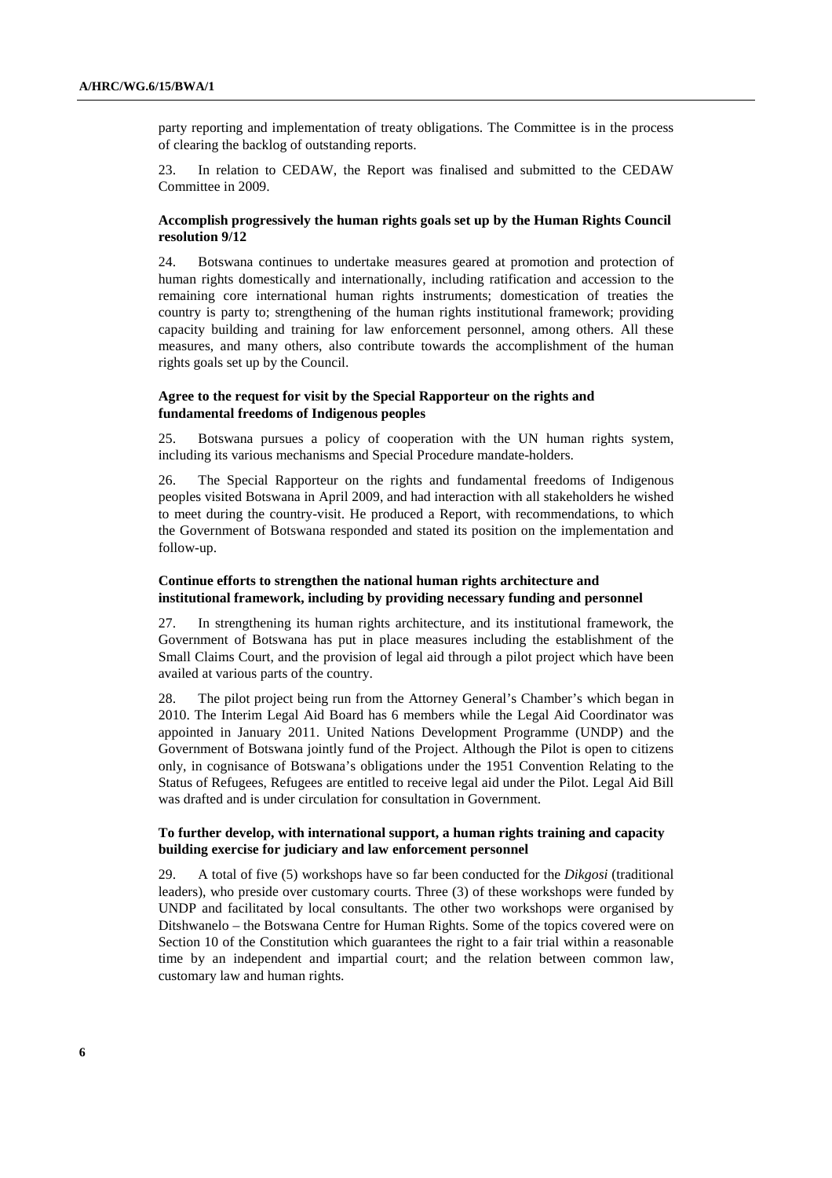party reporting and implementation of treaty obligations. The Committee is in the process of clearing the backlog of outstanding reports.

23. In relation to CEDAW, the Report was finalised and submitted to the CEDAW Committee in 2009.

### Accomplish progressively the human rights goals set up by the Human Rights Council resolution 9/12

24. Botswana continues to undertake measures geared at promotion and protection of human rights domestically and internationally, including ratification and accession to the remaining core international human rights instruments; domestication of treaties the country is party to; strengthening of the human rights institutional framework; providing capacity building and training for law enforcement personnel, among others. All these measures, and many others, also contribute towards the accomplishment of the human rights goals set up by the Council.

### Agree to the request for visit by the Special Rapporteur on the rights and fundamental freedoms of Indigenous peoples

25. Botswana pursues a policy of cooperation with the UN human rights system, including its various mechanisms and Special Procedure mandate-holders.

26. The Special Rapporteur on the rights and fundamental freedoms of Indigenous peoples visited Botswana in April 2009, and had interaction with all stakeholders he wished to meet during the country-visit. He produced a Report, with recommendations, to which the Government of Botswana responded and stated its position on the implementation and follow-up.

### Continue efforts to strengthen the national human rights architecture and institutional framework, including by providing necessary funding and personnel

27. In strengthening its human rights architecture, and its institutional framework, the Government of Botswana has put in place measures including the establishment of the Small Claims Court, and the provision of legal aid through a pilot project which have been availed at various parts of the country.

28. The pilot project being run from the Attorney General's Chamber's which began in 2010. The Interim Legal Aid Board has 6 members while the Legal Aid Coordinator was appointed in January 2011. United Nations Development Programme (UNDP) and the Government of Botswana jointly fund of the Project. Although the Pilot is open to citizens only, in cognisance of Botswana's obligations under the 1951 Convention Relating to the Status of Refugees, Refugees are entitled to receive legal aid under the Pilot. Legal Aid Bill was drafted and is under circulation for consultation in Government.

### To further develop, with international support, a human rights training and capacity building exercise for judiciary and law enforcement personnel

29. A total of five (5) workshops have so far been conducted for the *Dikgosi* (traditional leaders), who preside over customary courts. Three (3) of these workshops were funded by UNDP and facilitated by local consultants. The other two workshops were organised by Ditshwanelo – the Botswana Centre for Human Rights. Some of the topics covered were on Section 10 of the Constitution which guarantees the right to a fair trial within a reasonable time by an independent and impartial court; and the relation between common law, customary law and human rights.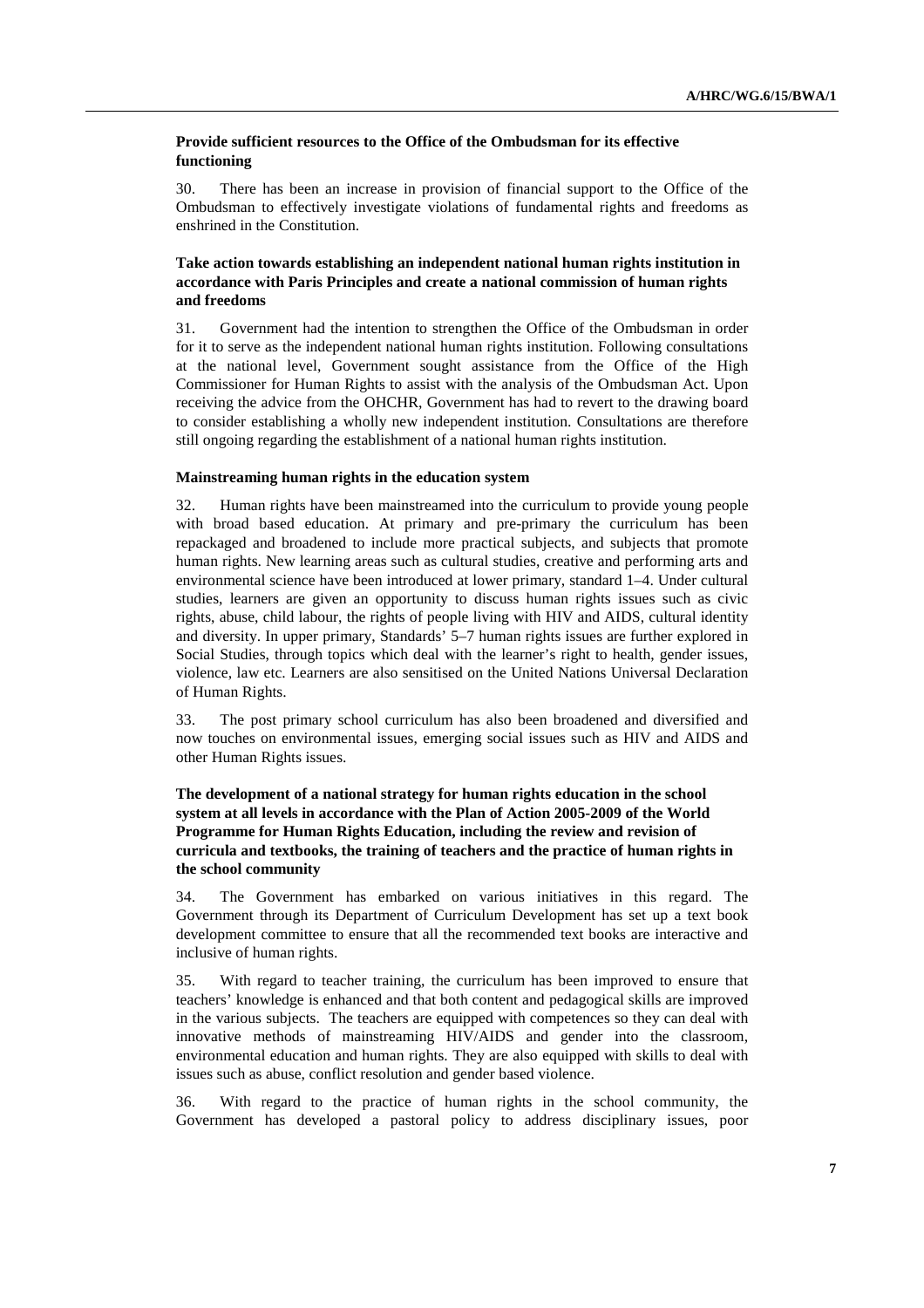**Provide sufficient resources to the Office of the Ombudsman for its effective functioning**

30. There has been an increase in provision of financial support to the Office of the Ombudsman to effectively investigate violations of fundamental rights and freedoms as enshrined in the Constitution.

**Take action towards establishing an independent national human rights institution in accordance with Paris Principles and create a national commission of human rights and freedoms**

31. Government had the intention to strengthen the Office of the Ombudsman in order for it to serve as the independent national human rights institution. Following consultations at the national level, Government sought assistance from the Office of the High Commissioner for Human Rights to assist with the analysis of the Ombudsman Act. Upon receiving the advice from the OHCHR, Government has had to revert to the drawing board to consider establishing a wholly new independent institution. Consultations are therefore still ongoing regarding the establishment of a national human rights institution.

**Mainstreaming human rights in the education system**

32. Human rights have been mainstreamed into the curriculum to provide young people with broad based education. At primary and pre-primary the curriculum has been repackaged and broadened to include more practical subjects, and subjects that promote human rights. New learning areas such as cultural studies, creative and performing arts and environmental science have been introduced at lower primary, standard 1–4. Under cultural studies, learners are given an opportunity to discuss human rights issues such as civic rights, abuse, child labour, the rights of people living with HIV and AIDS, cultural identity and diversity. In upper primary, Standards' 5–7 human rights issues are further explored in Social Studies, through topics which deal with the learner's right to health, gender issues, violence, law etc. Learners are also sensitised on the United Nations Universal Declaration of Human Rights.

33. The post primary school curriculum has also been broadened and diversified and now touches on environmental issues, emerging social issues such as HIV and AIDS and other Human Rights issues.

**The development of a national strategy for human rights education in the school system at all levels in accordance with the Plan of Action 2005-2009 of the World Programme for Human Rights Education, including the review and revision of curricula and textbooks, the training of teachers and the practice of human rights in the school community**

34. The Government has embarked on various initiatives in this regard. The Government through its Department of Curriculum Development has set up a text book development committee to ensure that all the recommended text books are interactive and inclusive of human rights.

35. With regard to teacher training, the curriculum has been improved to ensure that teachers' knowledge is enhanced and that both content and pedagogical skills are improved in the various subjects. The teachers are equipped with competences so they can deal with innovative methods of mainstreaming HIV/AIDS and gender into the classroom, environmental education and human rights. They are also equipped with skills to deal with issues such as abuse, conflict resolution and gender based violence.

36. With regard to the practice of human rights in the school community, the Government has developed a pastoral policy to address disciplinary issues, poor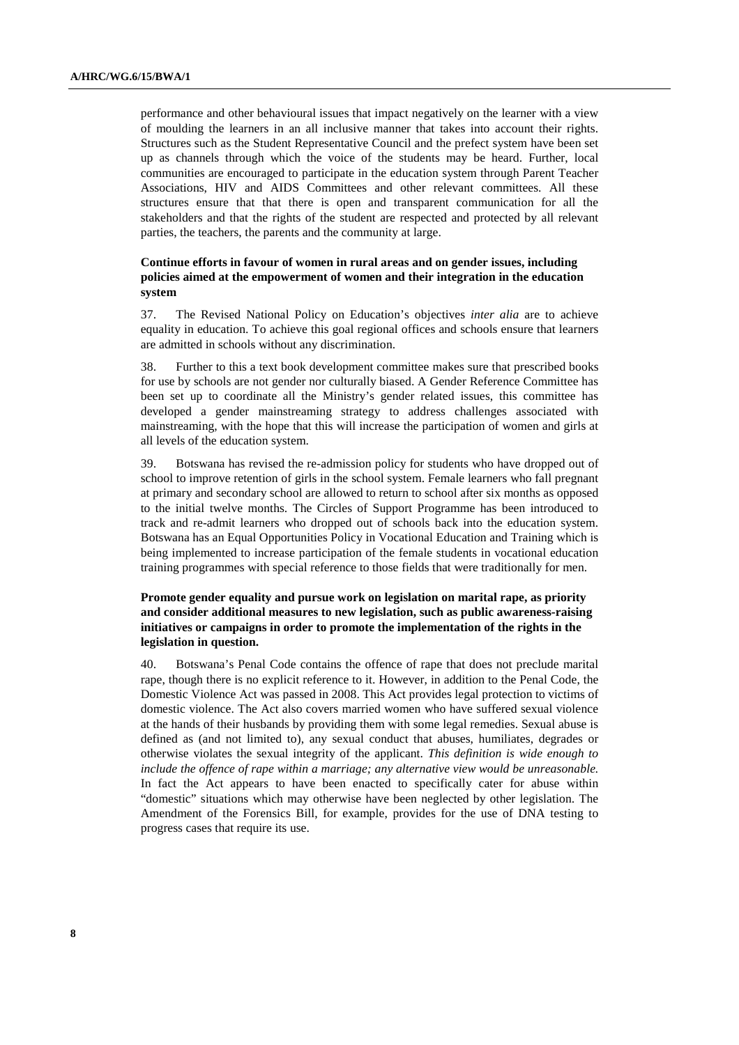performance and other behavioural issues that impact negatively on the learner with a view of moulding the learners in an all inclusive manner that takes into account their rights. Structures such as the Student Representative Council and the prefect system have been set up as channels through which the voice of the students may be heard. Further, local communities are encouraged to participate in the education system through Parent Teacher Associations, HIV and AIDS Committees and other relevant committees. All these structures ensure that that there is open and transparent communication for all the stakeholders and that the rights of the student are respected and protected by all relevant parties, the teachers, the parents and the community at large.

**Continue efforts in favour of women in rural areas and on gender issues, including policies aimed at the empowerment of women and their integration in the education system**

37. The Revised National Policy on Education's objectives *inter alia* are to achieve equality in education. To achieve this goal regional offices and schools ensure that learners are admitted in schools without any discrimination.

38. Further to this a text book development committee makes sure that prescribed books for use by schools are not gender nor culturally biased. A Gender Reference Committee has been set up to coordinate all the Ministry's gender related issues, this committee has developed a gender mainstreaming strategy to address challenges associated with mainstreaming, with the hope that this will increase the participation of women and girls at all levels of the education system.

39. Botswana has revised the re-admission policy for students who have dropped out of school to improve retention of girls in the school system. Female learners who fall pregnant at primary and secondary school are allowed to return to school after six months as opposed to the initial twelve months. The Circles of Support Programme has been introduced to track and re-admit learners who dropped out of schools back into the education system. Botswana has an Equal Opportunities Policy in Vocational Education and Training which is being implemented to increase participation of the female students in vocational education training programmes with special reference to those fields that were traditionally for men.

**Promote gender equality and pursue work on legislation on marital rape, as priority and consider additional measures to new legislation, such as public awareness-raising initiatives or campaigns in order to promote the implementation of the rights in the legislation in question.**

40. Botswana's Penal Code contains the offence of rape that does not preclude marital rape, though there is no explicit reference to it. However, in addition to the Penal Code, the Domestic Violence Act was passed in 2008. This Act provides legal protection to victims of domestic violence. The Act also covers married women who have suffered sexual violence at the hands of their husbands by providing them with some legal remedies. Sexual abuse is defined as (and not limited to), any sexual conduct that abuses, humiliates, degrades or otherwise violates the sexual integrity of the applicant. *This definition is wide enough to include the offence of rape within a marriage; any alternative view would be unreasonable.* In fact the Act appears to have been enacted to specifically cater for abuse within "domestic" situations which may otherwise have been neglected by other legislation. The Amendment of the Forensics Bill, for example, provides for the use of DNA testing to progress cases that require its use.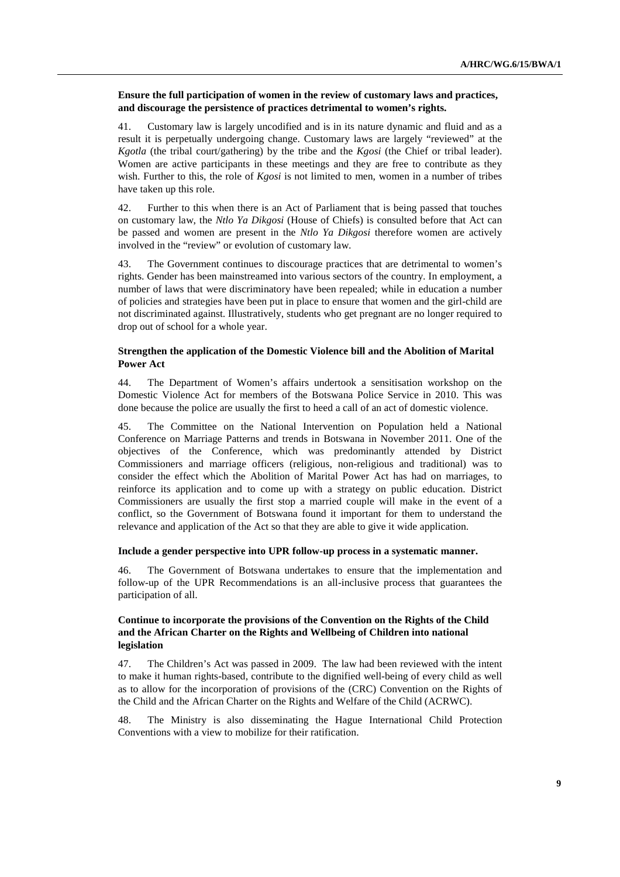**Ensure the full participation of women in the review of customary laws and practices, and discourage the persistence of practices detrimental to women's rights.**

41. Customary law is largely uncodified and is in its nature dynamic and fluid and as a result it is perpetually undergoing change. Customary laws are largely "reviewed" at the *Kgotla* (the tribal court/gathering) by the tribe and the *Kgosi* (the Chief or tribal leader). Women are active participants in these meetings and they are free to contribute as they wish. Further to this, the role of *Kgosi* is not limited to men, women in a number of tribes have taken up this role.

42. Further to this when there is an Act of Parliament that is being passed that touches on customary law, the *Ntlo Ya Dikgosi* (House of Chiefs) is consulted before that Act can be passed and women are present in the *Ntlo Ya Dikgosi* therefore women are actively involved in the "review" or evolution of customary law.

43. The Government continues to discourage practices that are detrimental to women's rights. Gender has been mainstreamed into various sectors of the country. In employment, a number of laws that were discriminatory have been repealed; while in education a number of policies and strategies have been put in place to ensure that women and the girl-child are not discriminated against. Illustratively, students who get pregnant are no longer required to drop out of school for a whole year.

**Strengthen the application of the Domestic Violence bill and the Abolition of Marital Power Act**

44. The Department of Women's affairs undertook a sensitisation workshop on the Domestic Violence Act for members of the Botswana Police Service in 2010. This was done because the police are usually the first to heed a call of an act of domestic violence.

45. The Committee on the National Intervention on Population held a National Conference on Marriage Patterns and trends in Botswana in November 2011. One of the objectives of the Conference, which was predominantly attended by District Commissioners and marriage officers (religious, non-religious and traditional) was to consider the effect which the Abolition of Marital Power Act has had on marriages, to reinforce its application and to come up with a strategy on public education. District Commissioners are usually the first stop a married couple will make in the event of a conflict, so the Government of Botswana found it important for them to understand the relevance and application of the Act so that they are able to give it wide application.

**Include a gender perspective into UPR follow-up process in a systematic manner.**

46. The Government of Botswana undertakes to ensure that the implementation and follow-up of the UPR Recommendations is an all-inclusive process that guarantees the participation of all.

**Continue to incorporate the provisions of the Convention on the Rights of the Child and the African Charter on the Rights and Wellbeing of Children into national legislation**

47. The Children's Act was passed in 2009. The law had been reviewed with the intent to make it human rights-based, contribute to the dignified well-being of every child as well as to allow for the incorporation of provisions of the (CRC) Convention on the Rights of the Child and the African Charter on the Rights and Welfare of the Child (ACRWC).

48. The Ministry is also disseminating the Hague International Child Protection Conventions with a view to mobilize for their ratification.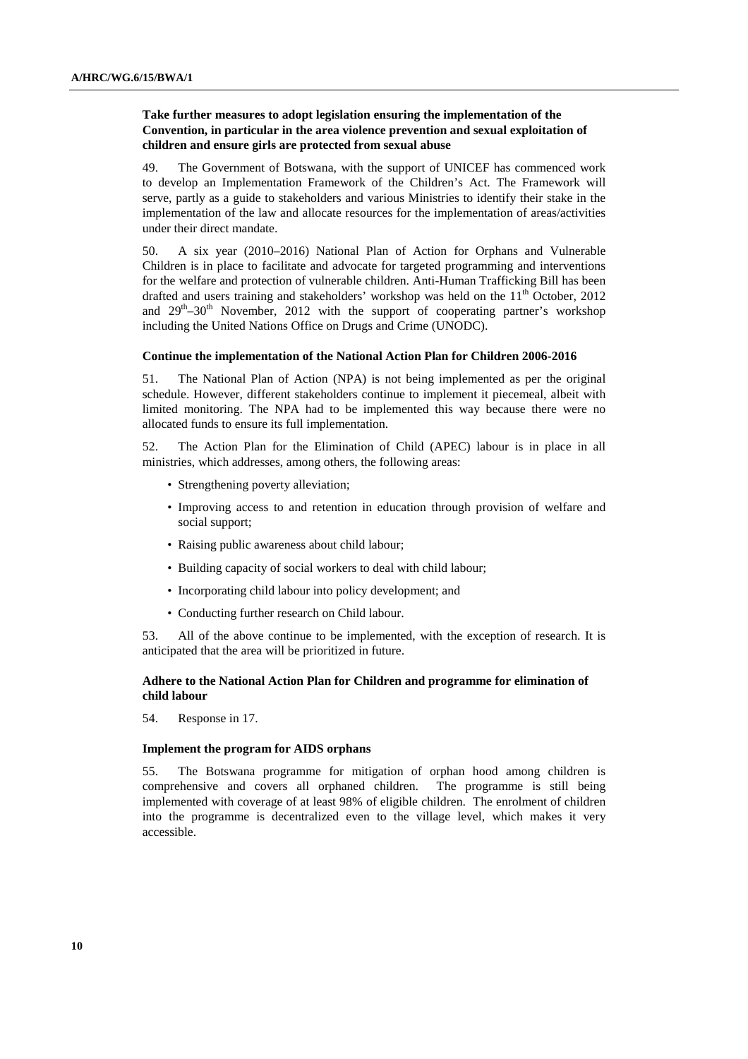**Take further measures to adopt legislation ensuring the implementation of the Convention, in particular in the area violence prevention and sexual exploitation of children and ensure girls are protected from sexual abuse**

49. The Government of Botswana, with the support of UNICEF has commenced work to develop an Implementation Framework of the Children's Act. The Framework will serve, partly as a guide to stakeholders and various Ministries to identify their stake in the implementation of the law and allocate resources for the implementation of areas/activities under their direct mandate.

50. A six year (2010–2016) National Plan of Action for Orphans and Vulnerable Children is in place to facilitate and advocate for targeted programming and interventions for the welfare and protection of vulnerable children. Anti-Human Trafficking Bill has been drafted and users training and stakeholders' workshop was held on the 11th October, 2012 and 29th–30th November, 2012 with the support of cooperating partner's workshop including the United Nations Office on Drugs and Crime (UNODC).

**Continue the implementation of the National Action Plan for Children 2006-2016**

51. The National Plan of Action (NPA) is not being implemented as per the original schedule. However, different stakeholders continue to implement it piecemeal, albeit with limited monitoring. The NPA had to be implemented this way because there were no allocated funds to ensure its full implementation.

52. The Action Plan for the Elimination of Child (APEC) labour is in place in all ministries, which addresses, among others, the following areas:

- Strengthening poverty alleviation;
- Improving access to and retention in education through provision of welfare and social support;
- Raising public awareness about child labour;
- Building capacity of social workers to deal with child labour;
- Incorporating child labour into policy development; and
- Conducting further research on Child labour.

53. All of the above continue to be implemented, with the exception of research. It is anticipated that the area will be prioritized in future.

**Adhere to the National Action Plan for Children and programme for elimination of child labour**

54. Response in 17.

**Implement the program for AIDS orphans**

55. The Botswana programme for mitigation of orphan hood among children is comprehensive and covers all orphaned children. The programme is still being implemented with coverage of at least 98% of eligible children. The enrolment of children into the programme is decentralized even to the village level, which makes it very accessible.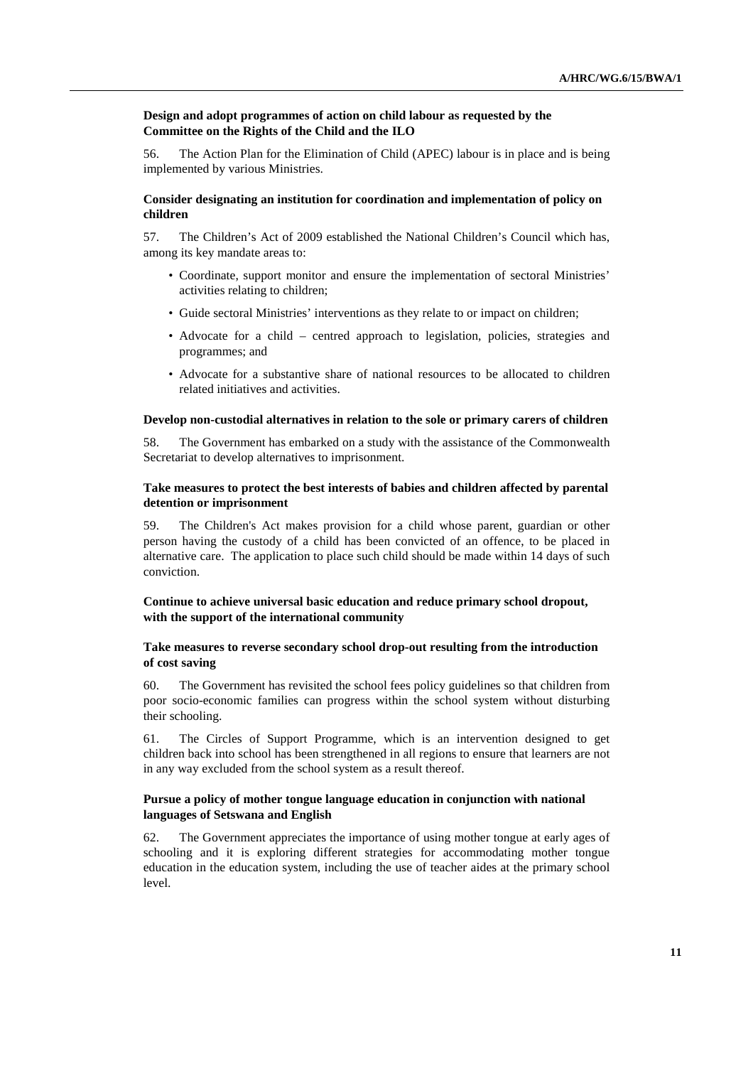**Design and adopt programmes of action on child labour as requested by the Committee on the Rights of the Child and the ILO**

56. The Action Plan for the Elimination of Child (APEC) labour is in place and is being implemented by various Ministries.

**Consider designating an institution for coordination and implementation of policy on children**

57. The Children's Act of 2009 established the National Children's Council which has, among its key mandate areas to:

- Coordinate, support monitor and ensure the implementation of sectoral Ministries' activities relating to children;
- Guide sectoral Ministries' interventions as they relate to or impact on children;
- Advocate for a child – centred approach to legislation, policies, strategies and programmes; and
- Advocate for a substantive share of national resources to be allocated to children related initiatives and activities.

**Develop non-custodial alternatives in relation to the sole or primary carers of children**

58. The Government has embarked on a study with the assistance of the Commonwealth Secretariat to develop alternatives to imprisonment.

**Take measures to protect the best interests of babies and children affected by parental detention or imprisonment**

59. The Children's Act makes provision for a child whose parent, guardian or other person having the custody of a child has been convicted of an offence, to be placed in alternative care. The application to place such child should be made within 14 days of such conviction.

**Continue to achieve universal basic education and reduce primary school dropout, with the support of the international community**

**Take measures to reverse secondary school drop-out resulting from the introduction of cost saving**

60. The Government has revisited the school fees policy guidelines so that children from poor socio-economic families can progress within the school system without disturbing their schooling.

61. The Circles of Support Programme, which is an intervention designed to get children back into school has been strengthened in all regions to ensure that learners are not in any way excluded from the school system as a result thereof.

**Pursue a policy of mother tongue language education in conjunction with national languages of Setswana and English**

62. The Government appreciates the importance of using mother tongue at early ages of schooling and it is exploring different strategies for accommodating mother tongue education in the education system, including the use of teacher aides at the primary school level.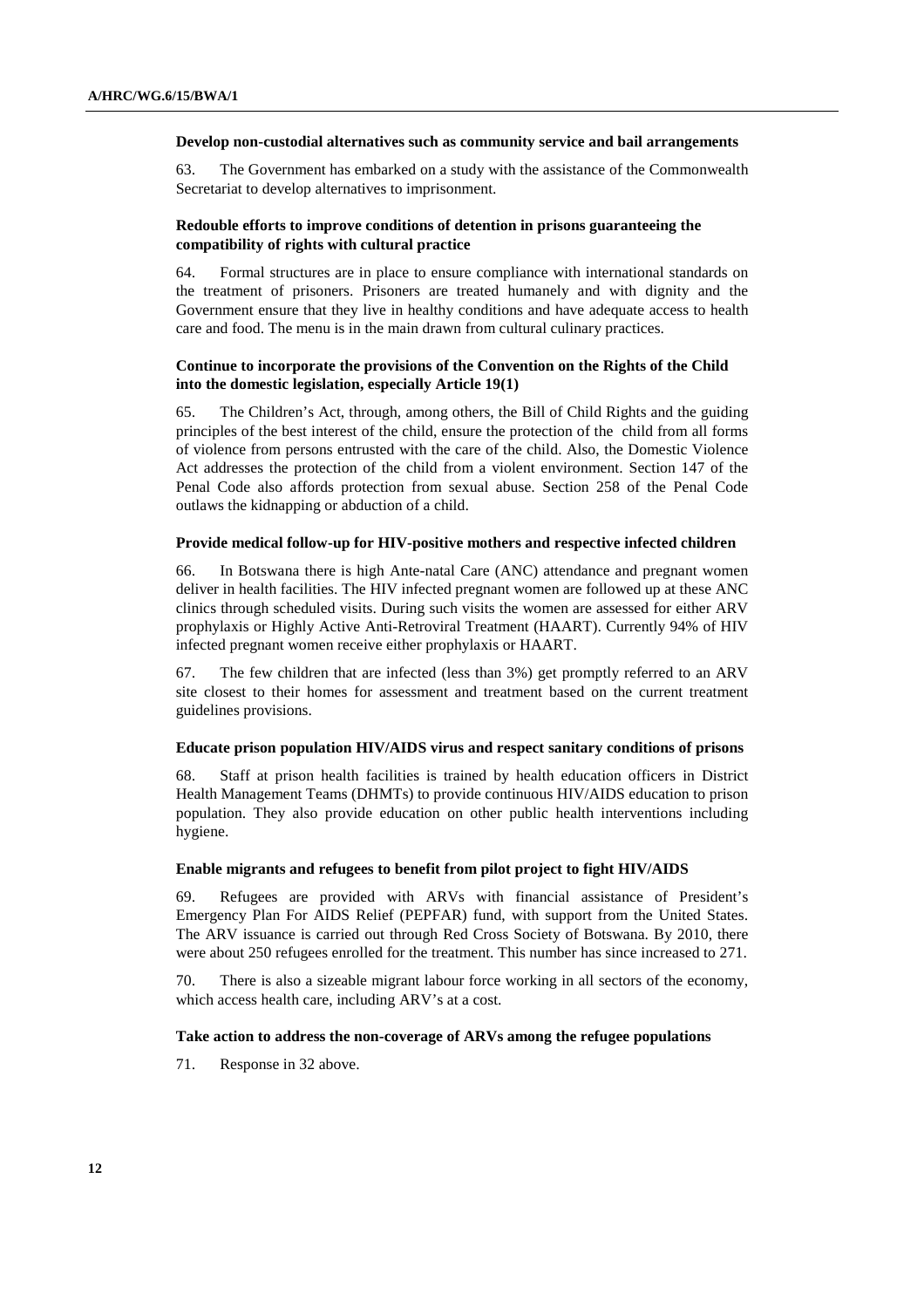**Develop non-custodial alternatives such as community service and bail arrangements**

63. The Government has embarked on a study with the assistance of the Commonwealth Secretariat to develop alternatives to imprisonment.

**Redouble efforts to improve conditions of detention in prisons guaranteeing the compatibility of rights with cultural practice**

64. Formal structures are in place to ensure compliance with international standards on the treatment of prisoners. Prisoners are treated humanely and with dignity and the Government ensure that they live in healthy conditions and have adequate access to health care and food. The menu is in the main drawn from cultural culinary practices.

**Continue to incorporate the provisions of the Convention on the Rights of the Child into the domestic legislation, especially Article 19(1)**

65. The Children's Act, through, among others, the Bill of Child Rights and the guiding principles of the best interest of the child, ensure the protection of the child from all forms of violence from persons entrusted with the care of the child. Also, the Domestic Violence Act addresses the protection of the child from a violent environment. Section 147 of the Penal Code also affords protection from sexual abuse. Section 258 of the Penal Code outlaws the kidnapping or abduction of a child.

**Provide medical follow-up for HIV-positive mothers and respective infected children**

66. In Botswana there is high Ante-natal Care (ANC) attendance and pregnant women deliver in health facilities. The HIV infected pregnant women are followed up at these ANC clinics through scheduled visits. During such visits the women are assessed for either ARV prophylaxis or Highly Active Anti-Retroviral Treatment (HAART). Currently 94% of HIV infected pregnant women receive either prophylaxis or HAART.

67. The few children that are infected (less than 3%) get promptly referred to an ARV site closest to their homes for assessment and treatment based on the current treatment guidelines provisions.

**Educate prison population HIV/AIDS virus and respect sanitary conditions of prisons**

68. Staff at prison health facilities is trained by health education officers in District Health Management Teams (DHMTs) to provide continuous HIV/AIDS education to prison population. They also provide education on other public health interventions including hygiene.

**Enable migrants and refugees to benefit from pilot project to fight HIV/AIDS**

69. Refugees are provided with ARVs with financial assistance of President's Emergency Plan For AIDS Relief (PEPFAR) fund, with support from the United States. The ARV issuance is carried out through Red Cross Society of Botswana. By 2010, there were about 250 refugees enrolled for the treatment. This number has since increased to 271.

70. There is also a sizeable migrant labour force working in all sectors of the economy, which access health care, including ARV's at a cost.

**Take action to address the non-coverage of ARVs among the refugee populations**

71. Response in 32 above.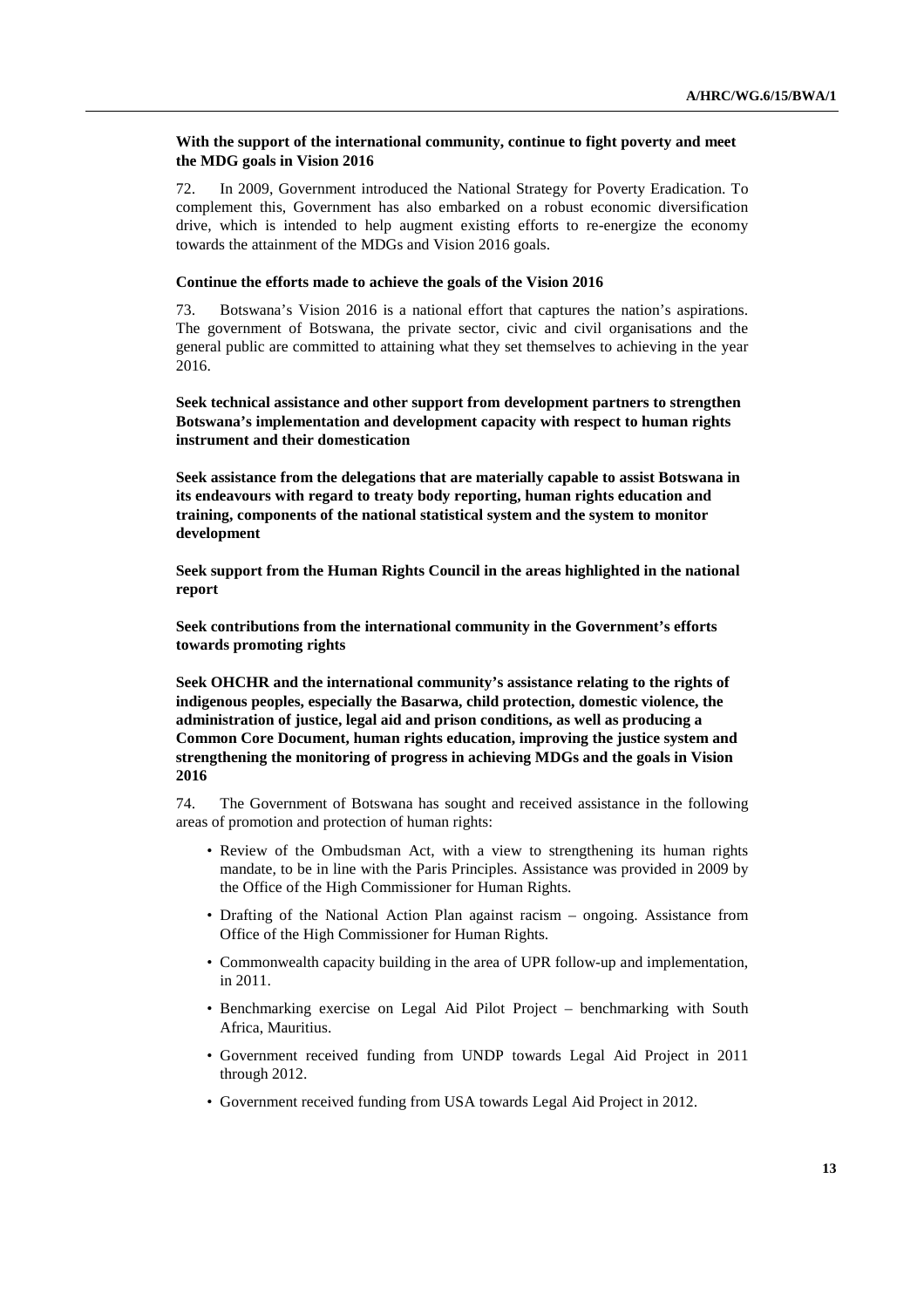**With the support of the international community, continue to fight poverty and meet the MDG goals in Vision 2016**

72. In 2009, Government introduced the National Strategy for Poverty Eradication. To complement this, Government has also embarked on a robust economic diversification drive, which is intended to help augment existing efforts to re-energize the economy towards the attainment of the MDGs and Vision 2016 goals.

**Continue the efforts made to achieve the goals of the Vision 2016**

73. Botswana's Vision 2016 is a national effort that captures the nation's aspirations. The government of Botswana, the private sector, civic and civil organisations and the general public are committed to attaining what they set themselves to achieving in the year 2016.

**Seek technical assistance and other support from development partners to strengthen Botswana's implementation and development capacity with respect to human rights instrument and their domestication**

**Seek assistance from the delegations that are materially capable to assist Botswana in its endeavours with regard to treaty body reporting, human rights education and training, components of the national statistical system and the system to monitor development**

**Seek support from the Human Rights Council in the areas highlighted in the national report**

**Seek contributions from the international community in the Government's efforts towards promoting rights**

**Seek OHCHR and the international community's assistance relating to the rights of indigenous peoples, especially the Basarwa, child protection, domestic violence, the administration of justice, legal aid and prison conditions, as well as producing a Common Core Document, human rights education, improving the justice system and strengthening the monitoring of progress in achieving MDGs and the goals in Vision 2016**

74. The Government of Botswana has sought and received assistance in the following areas of promotion and protection of human rights:

- Review of the Ombudsman Act, with a view to strengthening its human rights mandate, to be in line with the Paris Principles. Assistance was provided in 2009 by the Office of the High Commissioner for Human Rights.
- Drafting of the National Action Plan against racism – ongoing. Assistance from Office of the High Commissioner for Human Rights.
- Commonwealth capacity building in the area of UPR follow-up and implementation, in 2011.
- Benchmarking exercise on Legal Aid Pilot Project – benchmarking with South Africa, Mauritius.
- Government received funding from UNDP towards Legal Aid Project in 2011 through 2012.
- Government received funding from USA towards Legal Aid Project in 2012.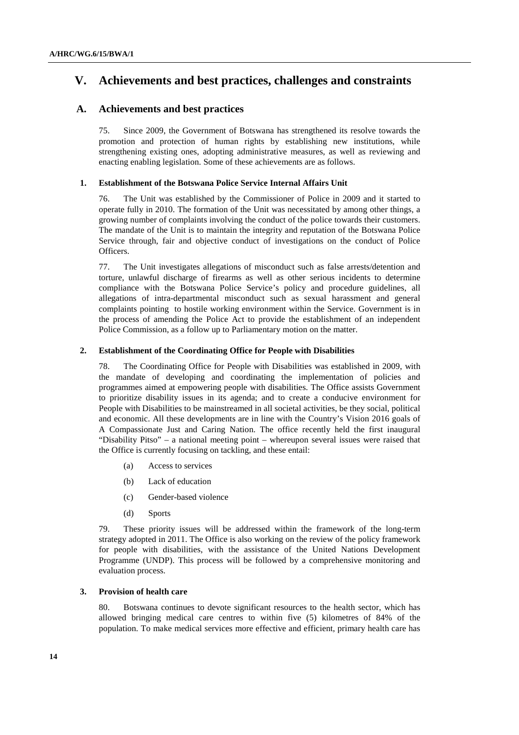# V. Achievements and best practices, challenges and constraints

## A. Achievements and best practices

75. Since 2009, the Government of Botswana has strengthened its resolve towards the promotion and protection of human rights by establishing new institutions, while strengthening existing ones, adopting administrative measures, as well as reviewing and enacting enabling legislation. Some of these achievements are as follows.

### 1. Establishment of the Botswana Police Service Internal Affairs Unit

76. The Unit was established by the Commissioner of Police in 2009 and it started to operate fully in 2010. The formation of the Unit was necessitated by among other things, a growing number of complaints involving the conduct of the police towards their customers. The mandate of the Unit is to maintain the integrity and reputation of the Botswana Police Service through, fair and objective conduct of investigations on the conduct of Police Officers.

77. The Unit investigates allegations of misconduct such as false arrests/detention and torture, unlawful discharge of firearms as well as other serious incidents to determine compliance with the Botswana Police Service's policy and procedure guidelines, all allegations of intra-departmental misconduct such as sexual harassment and general complaints pointing to hostile working environment within the Service. Government is in the process of amending the Police Act to provide the establishment of an independent Police Commission, as a follow up to Parliamentary motion on the matter.

### 2. Establishment of the Coordinating Office for People with Disabilities

78. The Coordinating Office for People with Disabilities was established in 2009, with the mandate of developing and coordinating the implementation of policies and programmes aimed at empowering people with disabilities. The Office assists Government to prioritize disability issues in its agenda; and to create a conducive environment for People with Disabilities to be mainstreamed in all societal activities, be they social, political and economic. All these developments are in line with the Country's Vision 2016 goals of A Compassionate Just and Caring Nation. The office recently held the first inaugural "Disability Pitso" – a national meeting point – whereupon several issues were raised that the Office is currently focusing on tackling, and these entail:

(a) Access to services

(b) Lack of education

(c) Gender-based violence

(d) Sports

79. These priority issues will be addressed within the framework of the long-term strategy adopted in 2011. The Office is also working on the review of the policy framework for people with disabilities, with the assistance of the United Nations Development Programme (UNDP). This process will be followed by a comprehensive monitoring and evaluation process.

### 3. Provision of health care

80. Botswana continues to devote significant resources to the health sector, which has allowed bringing medical care centres to within five (5) kilometres of 84% of the population. To make medical services more effective and efficient, primary health care has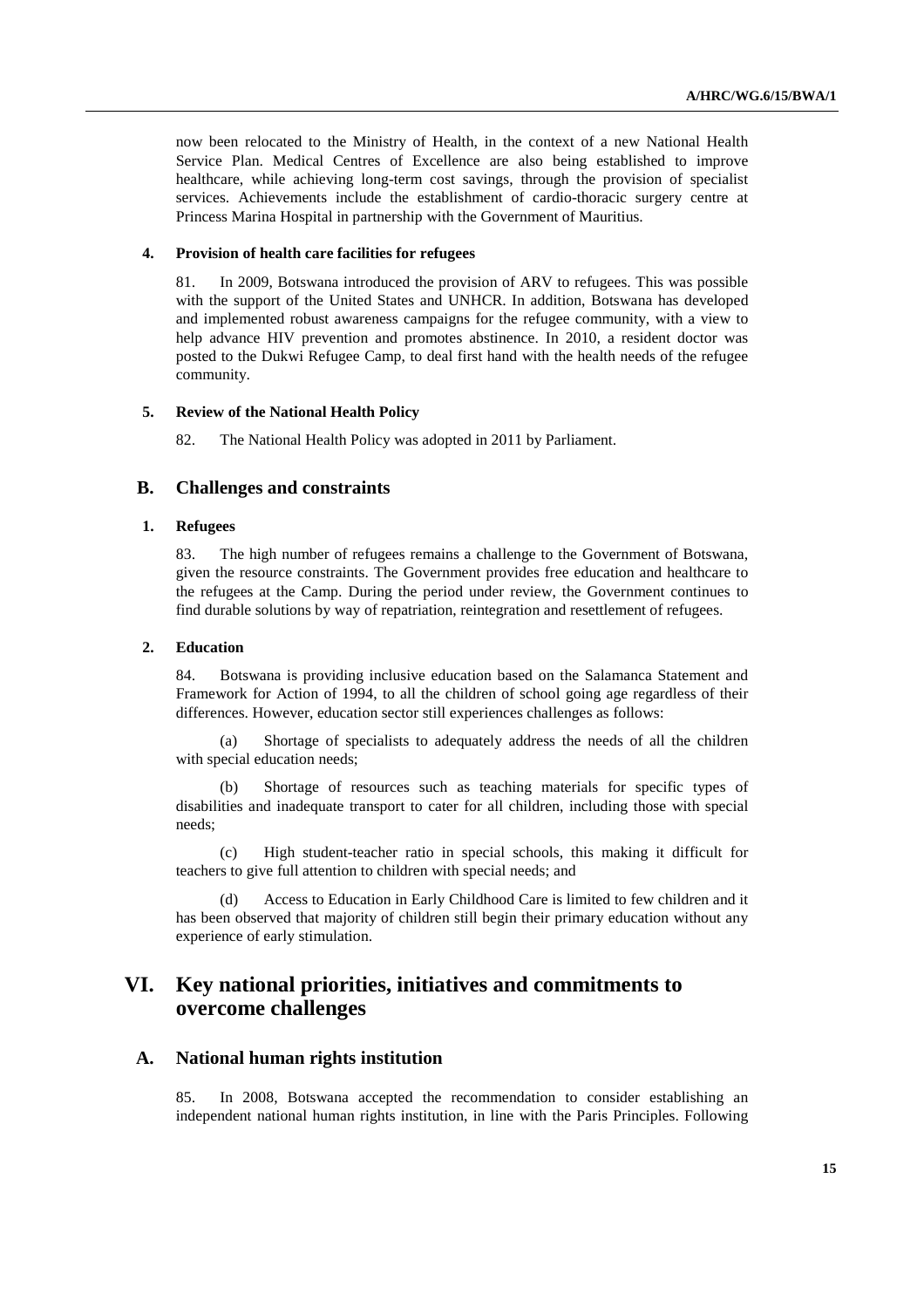now been relocated to the Ministry of Health, in the context of a new National Health Service Plan. Medical Centres of Excellence are also being established to improve healthcare, while achieving long-term cost savings, through the provision of specialist services. Achievements include the establishment of cardio-thoracic surgery centre at Princess Marina Hospital in partnership with the Government of Mauritius.

#### 4. Provision of health care facilities for refugees

81. In 2009, Botswana introduced the provision of ARV to refugees. This was possible with the support of the United States and UNHCR. In addition, Botswana has developed and implemented robust awareness campaigns for the refugee community, with a view to help advance HIV prevention and promotes abstinence. In 2010, a resident doctor was posted to the Dukwi Refugee Camp, to deal first hand with the health needs of the refugee community.

#### 5. Review of the National Health Policy

82. The National Health Policy was adopted in 2011 by Parliament.

### B. Challenges and constraints

#### 1. Refugees

83. The high number of refugees remains a challenge to the Government of Botswana, given the resource constraints. The Government provides free education and healthcare to the refugees at the Camp. During the period under review, the Government continues to find durable solutions by way of repatriation, reintegration and resettlement of refugees.

#### 2. Education

84. Botswana is providing inclusive education based on the Salamanca Statement and Framework for Action of 1994, to all the children of school going age regardless of their differences. However, education sector still experiences challenges as follows:

(a) Shortage of specialists to adequately address the needs of all the children with special education needs;

(b) Shortage of resources such as teaching materials for specific types of disabilities and inadequate transport to cater for all children, including those with special needs;

(c) High student-teacher ratio in special schools, this making it difficult for teachers to give full attention to children with special needs; and

(d) Access to Education in Early Childhood Care is limited to few children and it has been observed that majority of children still begin their primary education without any experience of early stimulation.

## VI. Key national priorities, initiatives and commitments to overcome challenges

### A. National human rights institution

85. In 2008, Botswana accepted the recommendation to consider establishing an independent national human rights institution, in line with the Paris Principles. Following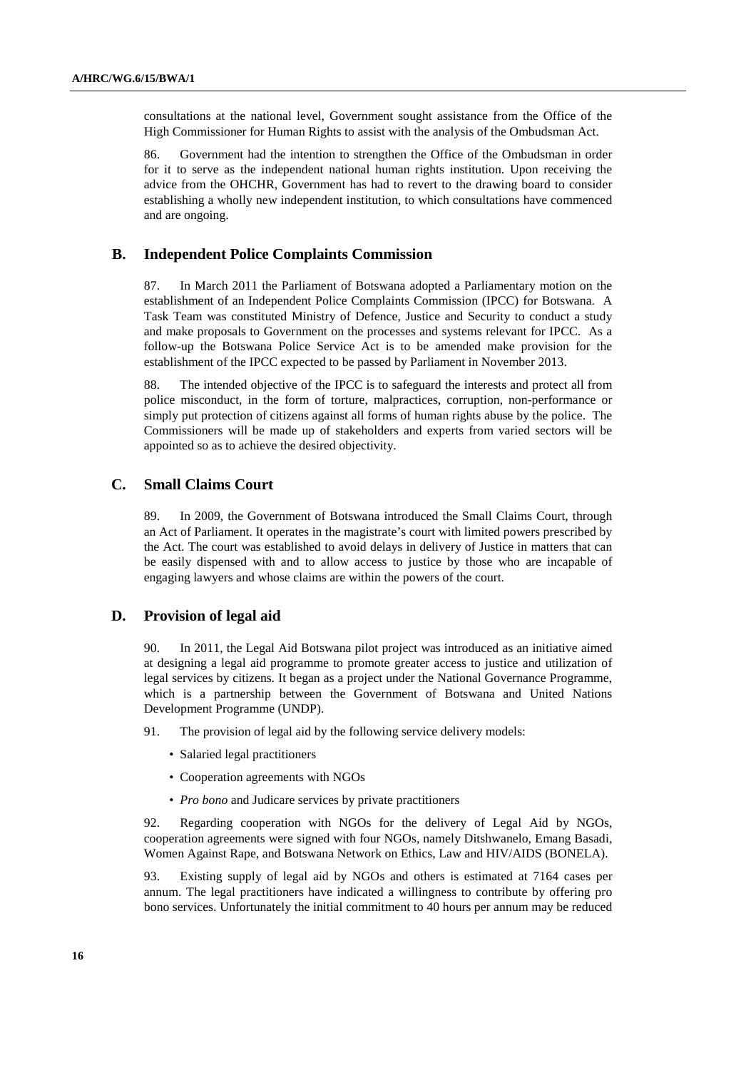consultations at the national level, Government sought assistance from the Office of the High Commissioner for Human Rights to assist with the analysis of the Ombudsman Act.

86. Government had the intention to strengthen the Office of the Ombudsman in order for it to serve as the independent national human rights institution. Upon receiving the advice from the OHCHR, Government has had to revert to the drawing board to consider establishing a wholly new independent institution, to which consultations have commenced and are ongoing.

## B. Independent Police Complaints Commission

87. In March 2011 the Parliament of Botswana adopted a Parliamentary motion on the establishment of an Independent Police Complaints Commission (IPCC) for Botswana. A Task Team was constituted Ministry of Defence, Justice and Security to conduct a study and make proposals to Government on the processes and systems relevant for IPCC. As a follow-up the Botswana Police Service Act is to be amended make provision for the establishment of the IPCC expected to be passed by Parliament in November 2013.

88. The intended objective of the IPCC is to safeguard the interests and protect all from police misconduct, in the form of torture, malpractices, corruption, non-performance or simply put protection of citizens against all forms of human rights abuse by the police. The Commissioners will be made up of stakeholders and experts from varied sectors will be appointed so as to achieve the desired objectivity.

## C. Small Claims Court

89. In 2009, the Government of Botswana introduced the Small Claims Court, through an Act of Parliament. It operates in the magistrate's court with limited powers prescribed by the Act. The court was established to avoid delays in delivery of Justice in matters that can be easily dispensed with and to allow access to justice by those who are incapable of engaging lawyers and whose claims are within the powers of the court.

## D. Provision of legal aid

90. In 2011, the Legal Aid Botswana pilot project was introduced as an initiative aimed at designing a legal aid programme to promote greater access to justice and utilization of legal services by citizens. It began as a project under the National Governance Programme, which is a partnership between the Government of Botswana and United Nations Development Programme (UNDP).

91. The provision of legal aid by the following service delivery models:

- Salaried legal practitioners
- Cooperation agreements with NGOs
- *Pro bono* and Judicare services by private practitioners

92. Regarding cooperation with NGOs for the delivery of Legal Aid by NGOs, cooperation agreements were signed with four NGOs, namely Ditshwanelo, Emang Basadi, Women Against Rape, and Botswana Network on Ethics, Law and HIV/AIDS (BONELA).

93. Existing supply of legal aid by NGOs and others is estimated at 7164 cases per annum. The legal practitioners have indicated a willingness to contribute by offering pro bono services. Unfortunately the initial commitment to 40 hours per annum may be reduced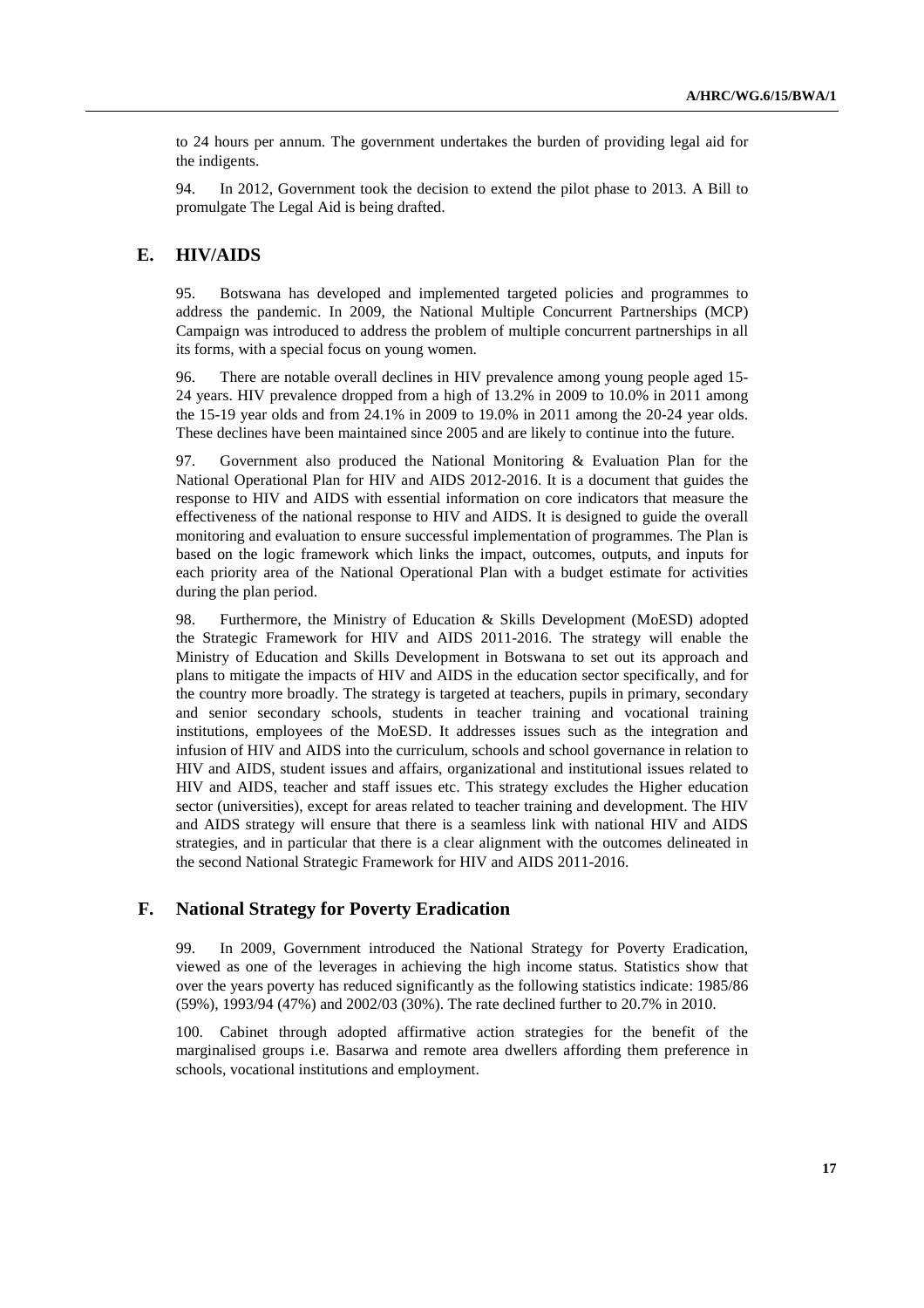to 24 hours per annum. The government undertakes the burden of providing legal aid for the indigents.

94. In 2012, Government took the decision to extend the pilot phase to 2013. A Bill to promulgate The Legal Aid is being drafted.

## E. HIV/AIDS

95. Botswana has developed and implemented targeted policies and programmes to address the pandemic. In 2009, the National Multiple Concurrent Partnerships (MCP) Campaign was introduced to address the problem of multiple concurrent partnerships in all its forms, with a special focus on young women.

96. There are notable overall declines in HIV prevalence among young people aged 15-24 years. HIV prevalence dropped from a high of 13.2% in 2009 to 10.0% in 2011 among the 15-19 year olds and from 24.1% in 2009 to 19.0% in 2011 among the 20-24 year olds. These declines have been maintained since 2005 and are likely to continue into the future.

97. Government also produced the National Monitoring & Evaluation Plan for the National Operational Plan for HIV and AIDS 2012-2016. It is a document that guides the response to HIV and AIDS with essential information on core indicators that measure the effectiveness of the national response to HIV and AIDS. It is designed to guide the overall monitoring and evaluation to ensure successful implementation of programmes. The Plan is based on the logic framework which links the impact, outcomes, outputs, and inputs for each priority area of the National Operational Plan with a budget estimate for activities during the plan period.

98. Furthermore, the Ministry of Education & Skills Development (MoESD) adopted the Strategic Framework for HIV and AIDS 2011-2016. The strategy will enable the Ministry of Education and Skills Development in Botswana to set out its approach and plans to mitigate the impacts of HIV and AIDS in the education sector specifically, and for the country more broadly. The strategy is targeted at teachers, pupils in primary, secondary and senior secondary schools, students in teacher training and vocational training institutions, employees of the MoESD. It addresses issues such as the integration and infusion of HIV and AIDS into the curriculum, schools and school governance in relation to HIV and AIDS, student issues and affairs, organizational and institutional issues related to HIV and AIDS, teacher and staff issues etc. This strategy excludes the Higher education sector (universities), except for areas related to teacher training and development. The HIV and AIDS strategy will ensure that there is a seamless link with national HIV and AIDS strategies, and in particular that there is a clear alignment with the outcomes delineated in the second National Strategic Framework for HIV and AIDS 2011-2016.

## F. National Strategy for Poverty Eradication

99. In 2009, Government introduced the National Strategy for Poverty Eradication, viewed as one of the leverages in achieving the high income status. Statistics show that over the years poverty has reduced significantly as the following statistics indicate: 1985/86 (59%), 1993/94 (47%) and 2002/03 (30%). The rate declined further to 20.7% in 2010.

100. Cabinet through adopted affirmative action strategies for the benefit of the marginalised groups i.e. Basarwa and remote area dwellers affording them preference in schools, vocational institutions and employment.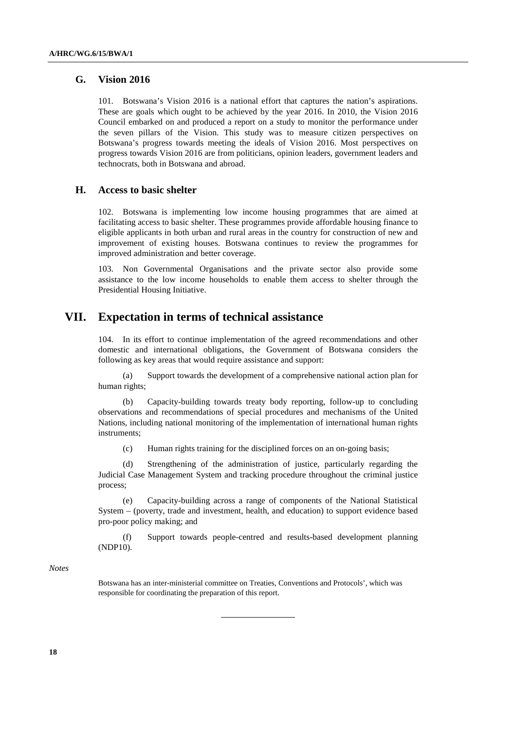## G. Vision 2016

101. Botswana's Vision 2016 is a national effort that captures the nation's aspirations. These are goals which ought to be achieved by the year 2016. In 2010, the Vision 2016 Council embarked on and produced a report on a study to monitor the performance under the seven pillars of the Vision. This study was to measure citizen perspectives on Botswana's progress towards meeting the ideals of Vision 2016. Most perspectives on progress towards Vision 2016 are from politicians, opinion leaders, government leaders and technocrats, both in Botswana and abroad.

## H. Access to basic shelter

102. Botswana is implementing low income housing programmes that are aimed at facilitating access to basic shelter. These programmes provide affordable housing finance to eligible applicants in both urban and rural areas in the country for construction of new and improvement of existing houses. Botswana continues to review the programmes for improved administration and better coverage.

103. Non Governmental Organisations and the private sector also provide some assistance to the low income households to enable them access to shelter through the Presidential Housing Initiative.

# VII. Expectation in terms of technical assistance

104. In its effort to continue implementation of the agreed recommendations and other domestic and international obligations, the Government of Botswana considers the following as key areas that would require assistance and support:

(a) Support towards the development of a comprehensive national action plan for human rights;

(b) Capacity-building towards treaty body reporting, follow-up to concluding observations and recommendations of special procedures and mechanisms of the United Nations, including national monitoring of the implementation of international human rights instruments;

(c) Human rights training for the disciplined forces on an on-going basis;

(d) Strengthening of the administration of justice, particularly regarding the Judicial Case Management System and tracking procedure throughout the criminal justice process;

(e) Capacity-building across a range of components of the National Statistical System – (poverty, trade and investment, health, and education) to support evidence based pro-poor policy making; and

(f) Support towards people-centred and results-based development planning (NDP10).

*Notes*

Botswana has an inter-ministerial committee on Treaties, Conventions and Protocols', which was responsible for coordinating the preparation of this report.